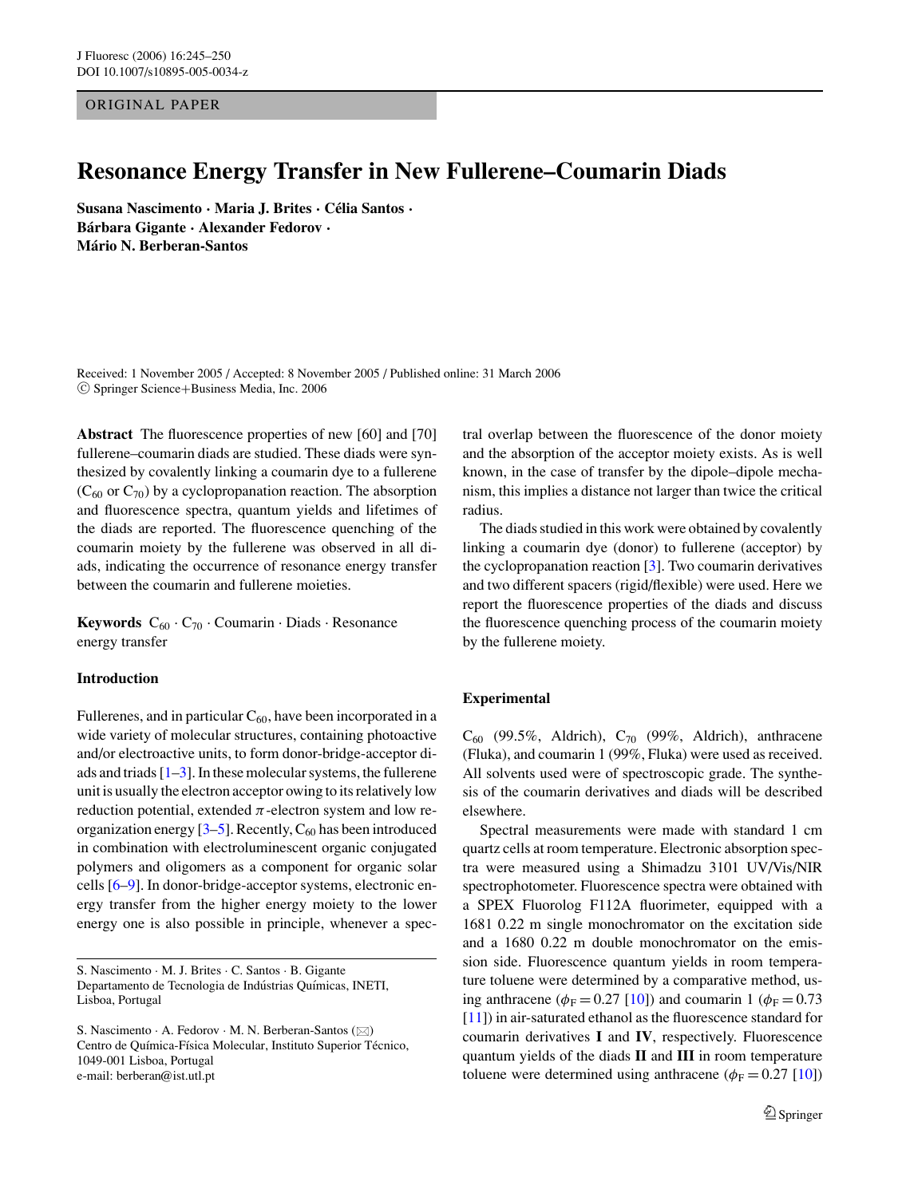ORIGINAL PAPER

# Resonance Energy Transfer in New Fullerene–Coumarin Diads

**Susana Nascimento · Maria J. Brites · Célia Santos · Bárbara Gigante · Alexander Fedorov · Mário N. Berberan-Santos**

Received: 1 November 2005 / Accepted: 8 November 2005 / Published online: 31 March 2006
© Springer Science+Business Media, Inc. 2006

**Abstract** The fluorescence properties of new [60] and [70] fullerene–coumarin diads are studied. These diads were synthesized by covalently linking a coumarin dye to a fullerene ($C_{60}$ or $C_{70}$) by a cyclopropanation reaction. The absorption and fluorescence spectra, quantum yields and lifetimes of the diads are reported. The fluorescence quenching of the coumarin moiety by the fullerene was observed in all diads, indicating the occurrence of resonance energy transfer between the coumarin and fullerene moieties.

**Keywords** $C_{60}$ · $C_{70}$ · Coumarin · Diads · Resonance energy transfer

## Introduction

Fullerenes, and in particular $C_{60}$, have been incorporated in a wide variety of molecular structures, containing photoactive and/or electroactive units, to form donor-bridge-acceptor diads and triads [1–3]. In these molecular systems, the fullerene unit is usually the electron acceptor owing to its relatively low reduction potential, extended $\pi$-electron system and low reorganization energy [3–5]. Recently, $C_{60}$ has been introduced in combination with electroluminescent organic conjugated polymers and oligomers as a component for organic solar cells [6–9]. In donor-bridge-acceptor systems, electronic energy transfer from the higher energy moiety to the lower energy one is also possible in principle, whenever a spectral overlap between the fluorescence of the donor moiety and the absorption of the acceptor moiety exists. As is well known, in the case of transfer by the dipole–dipole mechanism, this implies a distance not larger than twice the critical radius.

The diads studied in this work were obtained by covalently linking a coumarin dye (donor) to fullerene (acceptor) by the cyclopropanation reaction [3]. Two coumarin derivatives and two different spacers (rigid/flexible) were used. Here we report the fluorescence properties of the diads and discuss the fluorescence quenching process of the coumarin moiety by the fullerene moiety.

## Experimental

$C_{60}$ (99.5%, Aldrich), $C_{70}$ (99%, Aldrich), anthracene (Fluka), and coumarin 1 (99%, Fluka) were used as received. All solvents used were of spectroscopic grade. The synthesis of the coumarin derivatives and diads will be described elsewhere.

Spectral measurements were made with standard 1 cm quartz cells at room temperature. Electronic absorption spectra were measured using a Shimadzu 3101 UV/Vis/NIR spectrophotometer. Fluorescence spectra were obtained with a SPEX Fluorolog F112A fluorimeter, equipped with a 1681 0.22 m single monochromator on the excitation side and a 1680 0.22 m double monochromator on the emission side. Fluorescence quantum yields in room temperature toluene were determined by a comparative method, using anthracene ($\phi_F = 0.27$ [10]) and coumarin 1 ($\phi_F = 0.73$ [11]) in air-saturated ethanol as the fluorescence standard for coumarin derivatives **I** and **IV**, respectively. Fluorescence quantum yields of the diads **II** and **III** in room temperature toluene were determined using anthracene ($\phi_F = 0.27$ [10])

---

S. Nascimento · M. J. Brites · C. Santos · B. Gigante
Departamento de Tecnologia de Indústrias Químicas, INETI, Lisboa, Portugal

S. Nascimento · A. Fedorov · M. N. Berberan-Santos (✉)
Centro de Química-Física Molecular, Instituto Superior Técnico, 1049-001 Lisboa, Portugal
e-mail: berberan@ist.utl.pt